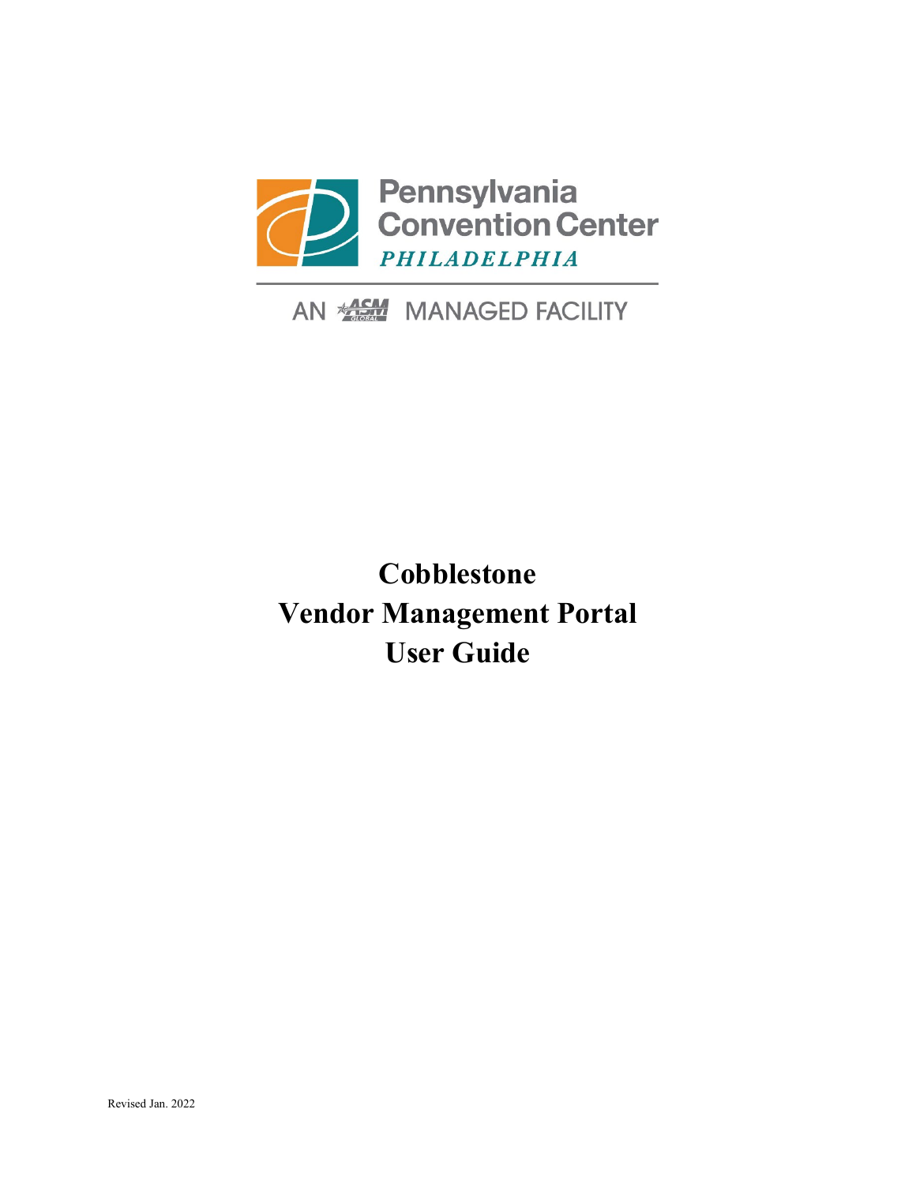Pennsylvania Convention Center

PHILADELPHIA

AN ASM GLOBAL MANAGED FACILITY

# Cobblestone Vendor Management Portal User Guide

Revised Jan. 2022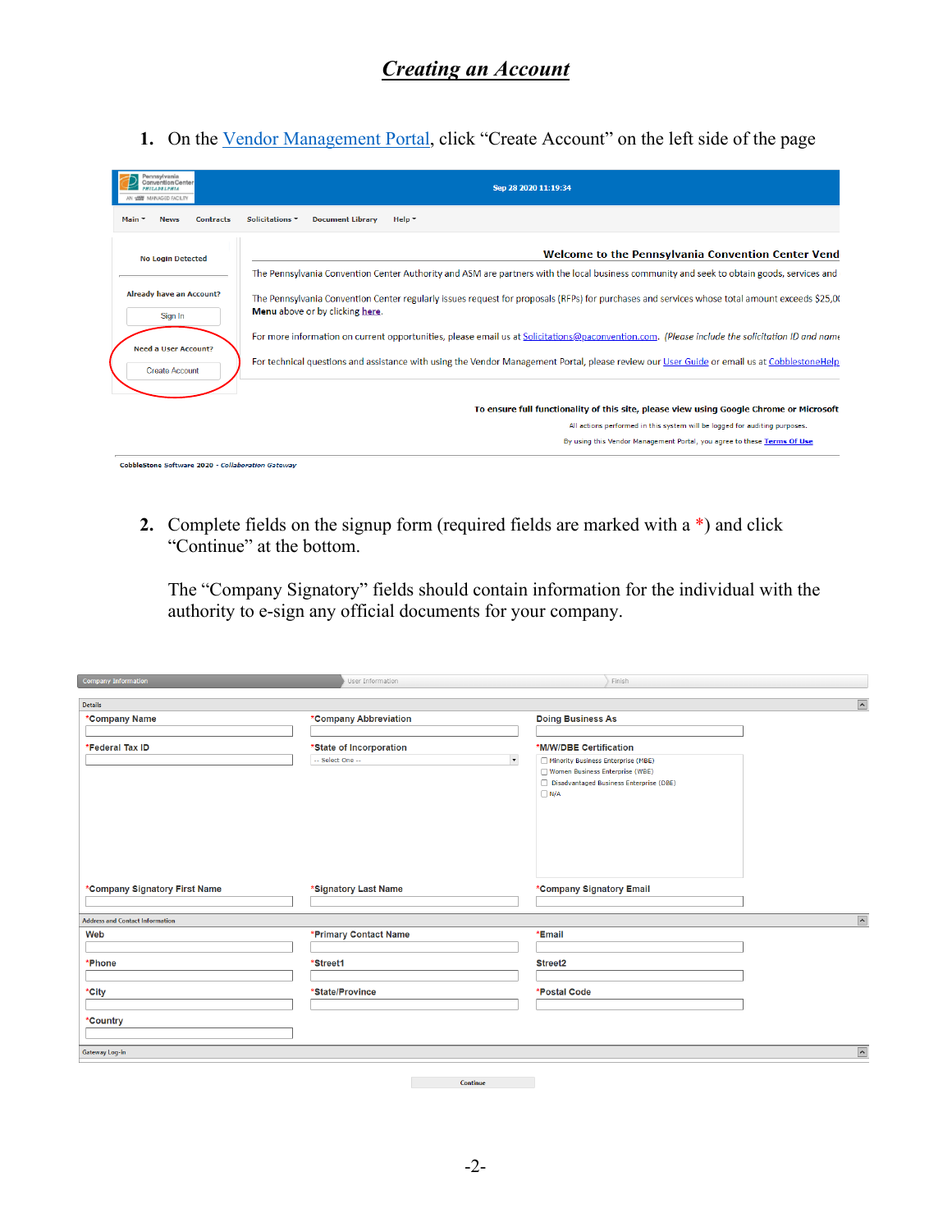## *Creating an Account*

1. On the Vendor Management Portal, click "Create Account" on the left side of the page

2. Complete fields on the signup form (required fields are marked with a *) and click "Continue" at the bottom.

   The "Company Signatory" fields should contain information for the individual with the authority to e-sign any official documents for your company.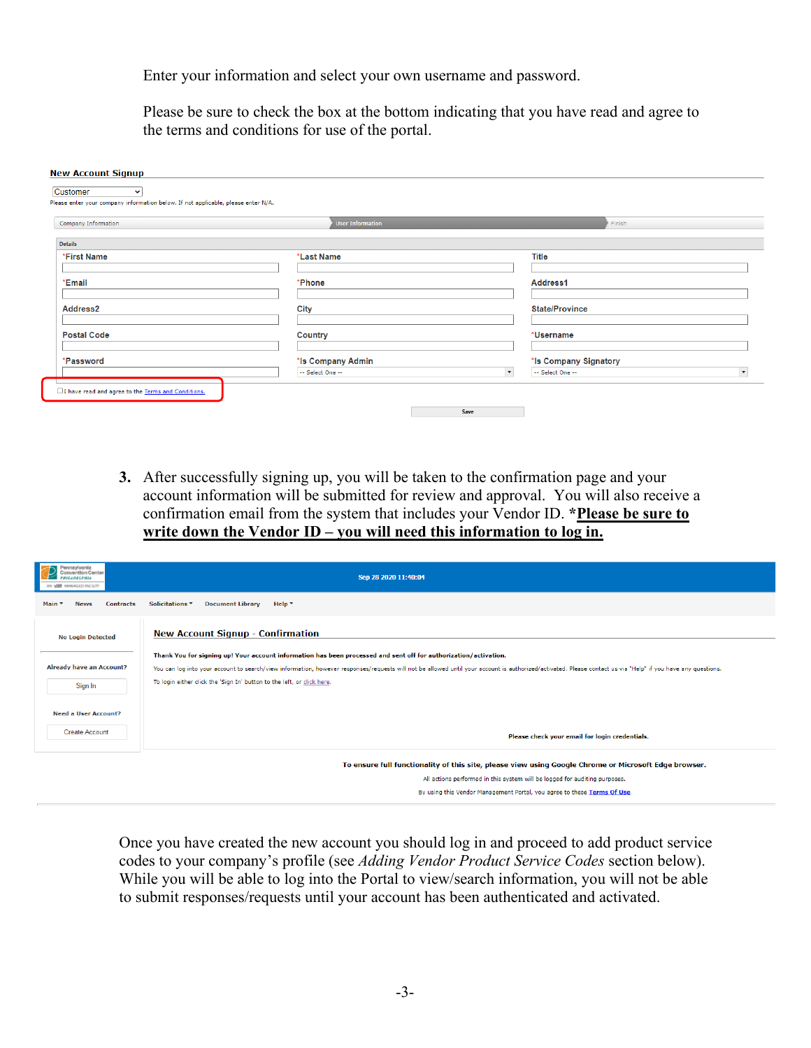Enter your information and select your own username and password.

Please be sure to check the box at the bottom indicating that you have read and agree to the terms and conditions for use of the portal.

**New Account Signup**

Customer

Please enter your company information below. If not applicable, please enter N/A.

Company Information | User Information | Finish

Details

| *First Name | *Last Name | Title |
|---|---|---|
| *Email | *Phone | Address1 |
| Address2 | City | State/Province |
| Postal Code | Country | *Username |
| *Password | *Is Company Admin (-- Select One --) | *Is Company Signatory (-- Select One --) |

☐ I have read and agree to the Terms and Conditions.

Save

3. After successfully signing up, you will be taken to the confirmation page and your account information will be submitted for review and approval. You will also receive a confirmation email from the system that includes your Vendor ID. ***Please be sure to write down the Vendor ID – you will need this information to log in.**

Sep 28 2020 11:40:04

Main | News | Contracts | Solicitations | Document Library | Help

No Login Detected

Already have an Account? Sign In

Need a User Account? Create Account

**New Account Signup - Confirmation**

**Thank You for signing up! Your account information has been processed and sent off for authorization/activation.**

You can log into your account to search/view information, however responses/requests will not be allowed until your account is authorized/activated. Please contact us via 'Help' if you have any questions.

To login either click the 'Sign In' button to the left, or click here.

**Please check your email for login credentials.**

**To ensure full functionality of this site, please view using Google Chrome or Microsoft Edge browser.**

All actions performed in this system will be logged for auditing purposes.

By using this Vendor Management Portal, you agree to these Terms Of Use

Once you have created the new account you should log in and proceed to add product service codes to your company's profile (see *Adding Vendor Product Service Codes* section below). While you will be able to log into the Portal to view/search information, you will not be able to submit responses/requests until your account has been authenticated and activated.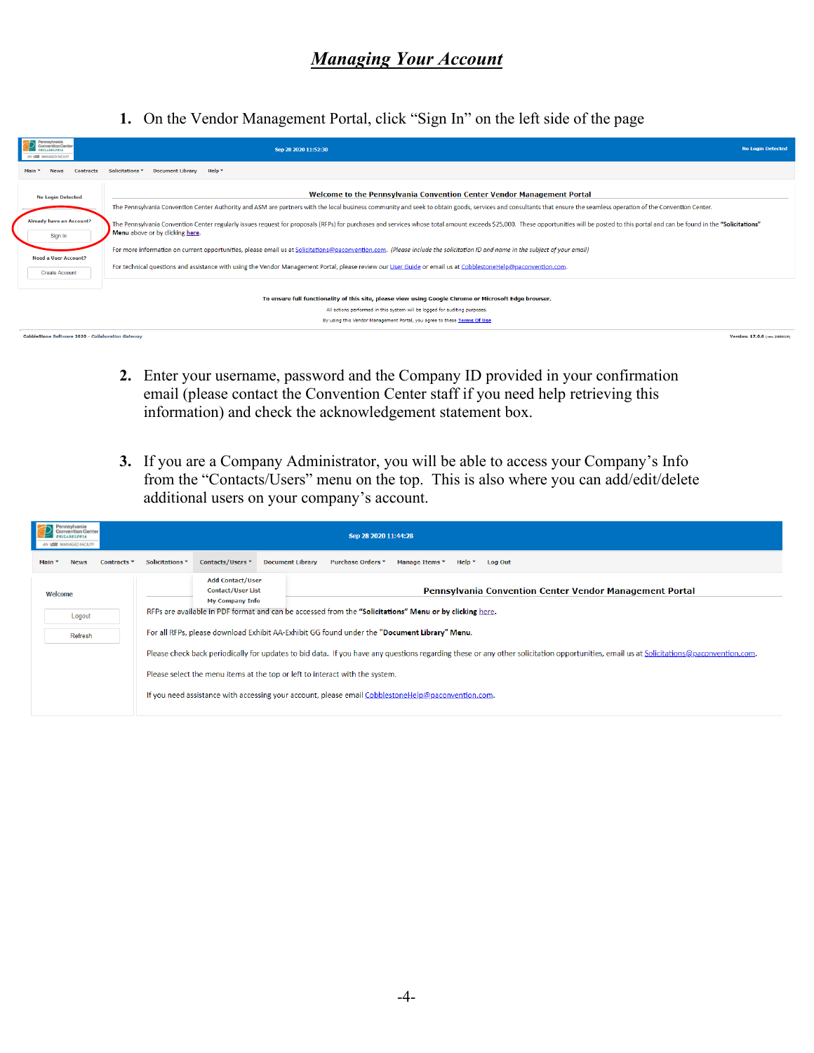# ***Managing Your Account***

1. On the Vendor Management Portal, click "Sign In" on the left side of the page

2. Enter your username, password and the Company ID provided in your confirmation email (please contact the Convention Center staff if you need help retrieving this information) and check the acknowledgement statement box.

3. If you are a Company Administrator, you will be able to access your Company's Info from the "Contacts/Users" menu on the top. This is also where you can add/edit/delete additional users on your company's account.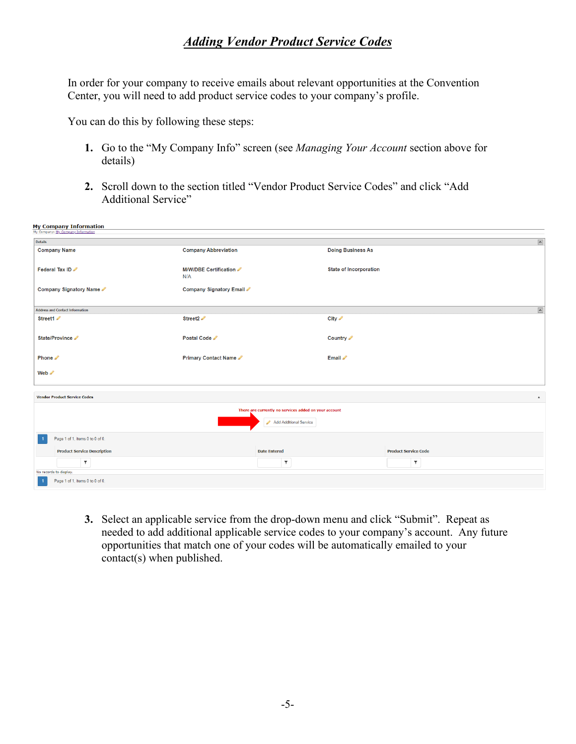# *Adding Vendor Product Service Codes*

In order for your company to receive emails about relevant opportunities at the Convention Center, you will need to add product service codes to your company's profile.

You can do this by following these steps:

1. Go to the "My Company Info" screen (see *Managing Your Account* section above for details)

2. Scroll down to the section titled "Vendor Product Service Codes" and click "Add Additional Service"

**My Company Information**

My Company: My Company Information

Details

| | | |
|---|---|---|
| Company Name | Company Abbreviation | Doing Business As |
| Federal Tax ID | M/W/DBE Certification N/A | State of Incorporation |
| Company Signatory Name | Company Signatory Email | |

Address and Contact Information

| | | |
|---|---|---|
| Street1 | Street2 | City |
| State/Province | Postal Code | Country |
| Phone | Primary Contact Name | Email |
| Web | | |

Vendor Product Service Codes

There are currently no services added on your account

Add Additional Service

1 Page 1 of 1, items 0 to 0 of 0.

| Product Service Description | Date Entered | Product Service Code |
|---|---|---|

No records to display.

1 Page 1 of 1, items 0 to 0 of 0.

3. Select an applicable service from the drop-down menu and click "Submit". Repeat as needed to add additional applicable service codes to your company's account. Any future opportunities that match one of your codes will be automatically emailed to your contact(s) when published.